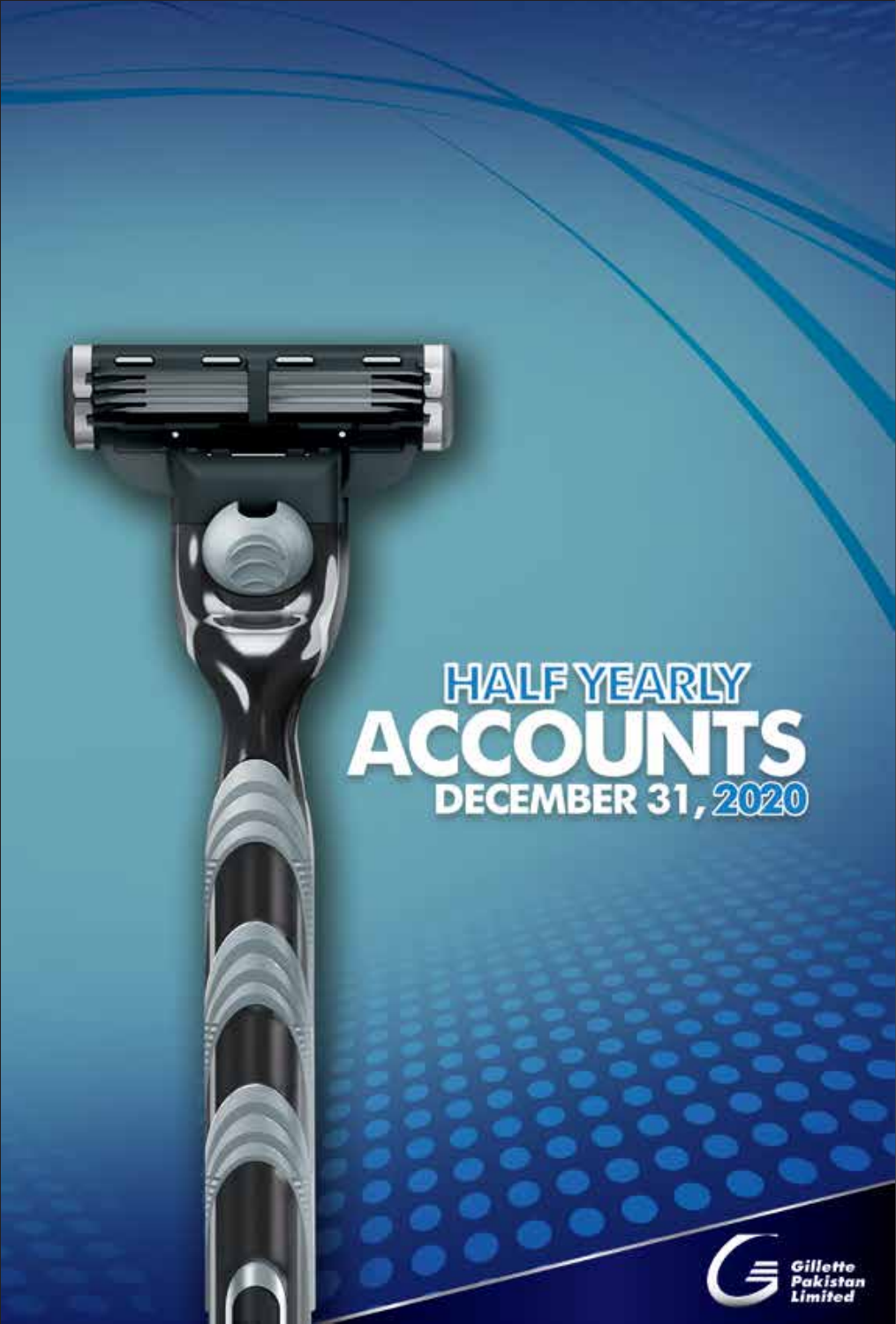# HALF YEARLY ACCOUNTS

## DECEMBER 31, 2020

Gillette Pakistan Limited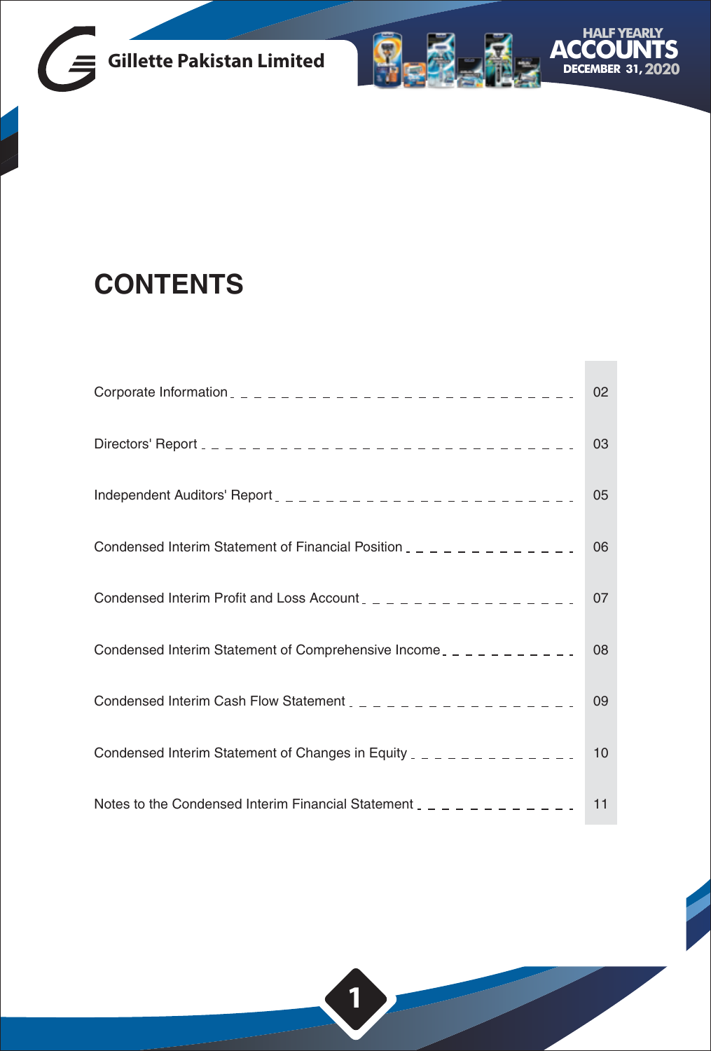# CONTENTS

| | |
|---|---|
| Corporate Information | 02 |
| Directors' Report | 03 |
| Independent Auditors' Report | 05 |
| Condensed Interim Statement of Financial Position | 06 |
| Condensed Interim Profit and Loss Account | 07 |
| Condensed Interim Statement of Comprehensive Income | 08 |
| Condensed Interim Cash Flow Statement | 09 |
| Condensed Interim Statement of Changes in Equity | 10 |
| Notes to the Condensed Interim Financial Statement | 11 |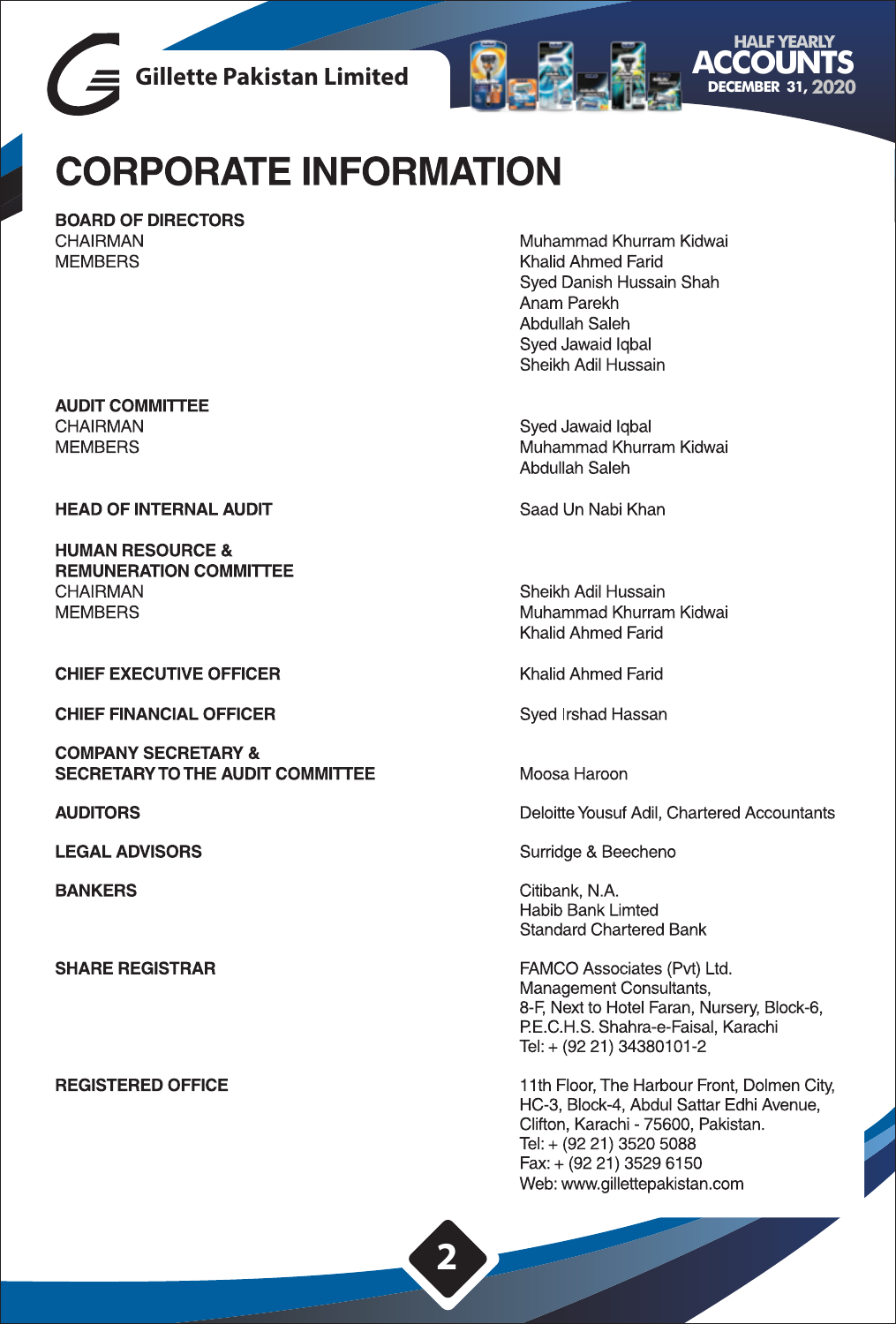# CORPORATE INFORMATION

**BOARD OF DIRECTORS**

| | |
|---|---|
| CHAIRMAN | Muhammad Khurram Kidwai |
| MEMBERS | Khalid Ahmed Farid |
| | Syed Danish Hussain Shah |
| | Anam Parekh |
| | Abdullah Saleh |
| | Syed Jawaid Iqbal |
| | Sheikh Adil Hussain |

**AUDIT COMMITTEE**

| | |
|---|---|
| CHAIRMAN | Syed Jawaid Iqbal |
| MEMBERS | Muhammad Khurram Kidwai |
| | Abdullah Saleh |

**HEAD OF INTERNAL AUDIT** — Saad Un Nabi Khan

**HUMAN RESOURCE & REMUNERATION COMMITTEE**

| | |
|---|---|
| CHAIRMAN | Sheikh Adil Hussain |
| MEMBERS | Muhammad Khurram Kidwai |
| | Khalid Ahmed Farid |

**CHIEF EXECUTIVE OFFICER** — Khalid Ahmed Farid

**CHIEF FINANCIAL OFFICER** — Syed Irshad Hassan

**COMPANY SECRETARY & SECRETARY TO THE AUDIT COMMITTEE** — Moosa Haroon

**AUDITORS** — Deloitte Yousuf Adil, Chartered Accountants

**LEGAL ADVISORS** — Surridge & Beecheno

**BANKERS**

Citibank, N.A.
Habib Bank Limted
Standard Chartered Bank

**SHARE REGISTRAR**

FAMCO Associates (Pvt) Ltd.
Management Consultants,
8-F, Next to Hotel Faran, Nursery, Block-6,
P.E.C.H.S. Shahra-e-Faisal, Karachi
Tel: + (92 21) 34380101-2

**REGISTERED OFFICE**

11th Floor, The Harbour Front, Dolmen City,
HC-3, Block-4, Abdul Sattar Edhi Avenue,
Clifton, Karachi - 75600, Pakistan.
Tel: + (92 21) 3520 5088
Fax: + (92 21) 3529 6150
Web: www.gillettepakistan.com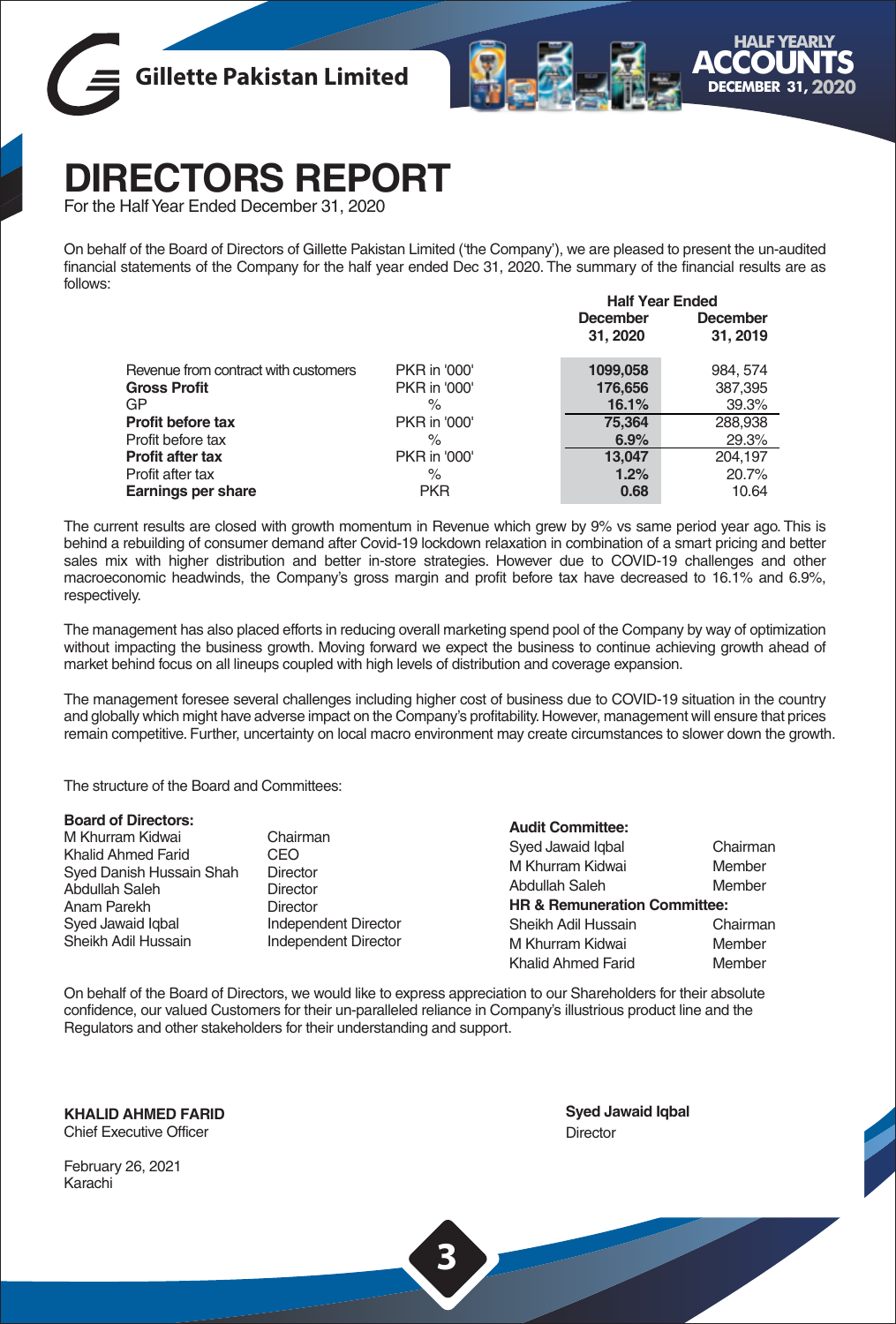# DIRECTORS REPORT

For the Half Year Ended December 31, 2020

On behalf of the Board of Directors of Gillette Pakistan Limited ('the Company'), we are pleased to present the un-audited financial statements of the Company for the half year ended Dec 31, 2020. The summary of the financial results are as follows:

| | | Half Year Ended | |
|---|---|---|---|
| | | December 31, 2020 | December 31, 2019 |
| Revenue from contract with customers | PKR in '000' | **1099,058** | 984, 574 |
| **Gross Profit** | PKR in '000' | **176,656** | 387,395 |
| GP | % | **16.1%** | 39.3% |
| **Profit before tax** | PKR in '000' | **75,364** | 288,938 |
| Profit before tax | % | **6.9%** | 29.3% |
| **Profit after tax** | PKR in '000' | **13,047** | 204,197 |
| Profit after tax | % | **1.2%** | 20.7% |
| **Earnings per share** | PKR | **0.68** | 10.64 |

The current results are closed with growth momentum in Revenue which grew by 9% vs same period year ago. This is behind a rebuilding of consumer demand after Covid-19 lockdown relaxation in combination of a smart pricing and better sales mix with higher distribution and better in-store strategies. However due to COVID-19 challenges and other macroeconomic headwinds, the Company's gross margin and profit before tax have decreased to 16.1% and 6.9%, respectively.

The management has also placed efforts in reducing overall marketing spend pool of the Company by way of optimization without impacting the business growth. Moving forward we expect the business to continue achieving growth ahead of market behind focus on all lineups coupled with high levels of distribution and coverage expansion.

The management foresee several challenges including higher cost of business due to COVID-19 situation in the country and globally which might have adverse impact on the Company's profitability. However, management will ensure that prices remain competitive. Further, uncertainty on local macro environment may create circumstances to slower down the growth.

The structure of the Board and Committees:

**Board of Directors:**

| | |
|---|---|
| M Khurram Kidwai | Chairman |
| Khalid Ahmed Farid | CEO |
| Syed Danish Hussain Shah | Director |
| Abdullah Saleh | Director |
| Anam Parekh | Director |
| Syed Jawaid Iqbal | Independent Director |
| Sheikh Adil Hussain | Independent Director |

**Audit Committee:**

| | |
|---|---|
| Syed Jawaid Iqbal | Chairman |
| M Khurram Kidwai | Member |
| Abdullah Saleh | Member |

**HR & Remuneration Committee:**

| | |
|---|---|
| Sheikh Adil Hussain | Chairman |
| M Khurram Kidwai | Member |
| Khalid Ahmed Farid | Member |

On behalf of the Board of Directors, we would like to express appreciation to our Shareholders for their absolute confidence, our valued Customers for their un-paralleled reliance in Company's illustrious product line and the Regulators and other stakeholders for their understanding and support.

**KHALID AHMED FARID**
Chief Executive Officer

**Syed Jawaid Iqbal**
Director

February 26, 2021
Karachi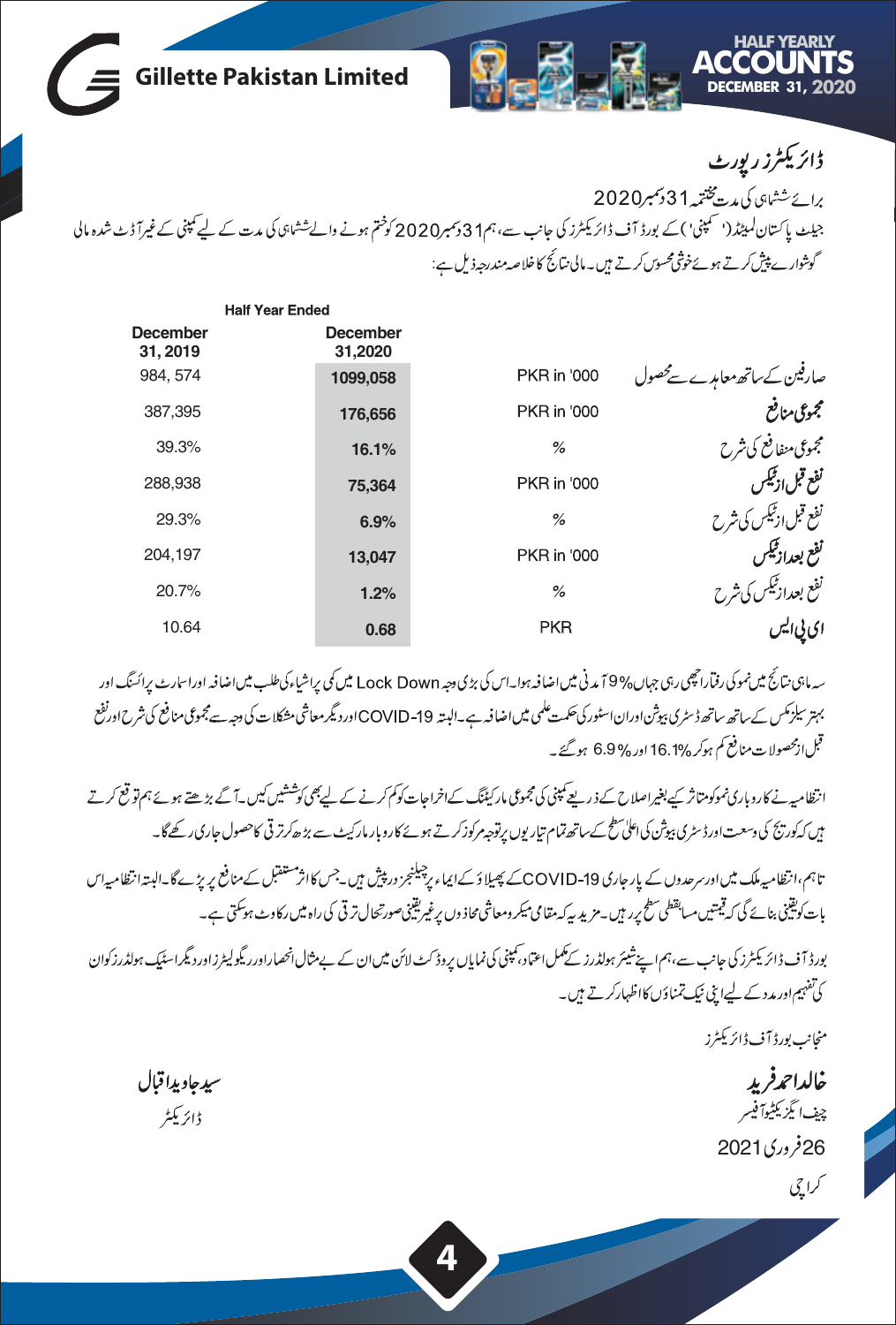# ڈائریکٹرز رپورٹ

برائے ششماہی کی مدت مختتمہ 31 دسمبر 2020

جیلٹ پاکستان لمیٹڈ ('کمپنی') کے بورڈ آف ڈائریکٹرز کی جانب سے، ہم 31 دسمبر 2020 کو ختم ہونے والے ششماہی کی مدت کے لیے کمپنی کے غیر آڈٹ شدہ مالی گوشوارے پیش کرتے ہوئے خوشی محسوس کرتے ہیں۔ مالی نتائج کا خلاصہ مندرجہ ذیل ہے:

| Half Year Ended | | | |
|---|---|---|---|
| December 31, 2019 | December 31,2020 | | |
| 984, 574 | 1099,058 | PKR in '000 | صارفین کے ساتھ معاہدے سے محصول |
| 387,395 | 176,656 | PKR in '000 | مجموعی منافع |
| 39.3% | 16.1% | % | مجموعی منفافع کی شرح |
| 288,938 | 75,364 | PKR in '000 | نفع قبل از ٹیکس |
| 29.3% | 6.9% | % | نفع قبل از ٹیکس کی شرح |
| 204,197 | 13,047 | PKR in '000 | نفع بعد از ٹیکس |
| 20.7% | 1.2% | % | نفع بعد از ٹیکس کی شرح |
| 10.64 | 0.68 | PKR | ای پی ایس |

سہ ماہی نتائج میں نمو کی رفتار اچھی رہی جہاں 9% آمدنی میں اضافہ ہوا۔ اس کی بڑی وجہ Lock Down میں کمی پر اشیاء کی طلب میں اضافہ اور اسمارٹ پرائسنگ اور بہتر سیلز مکس کے ساتھ ساتھ ڈسٹری بیوشن اور ان اسٹور کی حکمت عملی میں اضافہ ہے۔ البتہ COVID-19 اور دیگر معاشی مشکلات کی وجہ سے مجموعی منافع کی شرح اور نفع قبل از محصولات منافع کم ہو کر 16.1% اور 6.9% ہو گئے۔

انتظامیہ نے کاروباری نمو کو متاثر کیے بغیر اصلاح کے ذریعے کمپنی کی مجموعی مارکیٹنگ کے اخراجات کو کم کرنے کے لیے بھی کوششیں کیں۔ آگے بڑھتے ہوئے ہم توقع کرتے ہیں کہ کوریج کی وسعت اور ڈسٹری بیوشن کی اعلیٰ سطح کے ساتھ تمام تیاریوں پر توجہ مرکوز کرتے ہوئے کاروبار مارکیٹ سے بڑھ کر ترقی کا حصول جاری رکھے گا۔

تاہم، انتظامیہ ملک میں اور سرحدوں کے پار جاری COVID-19 کے پھیلاؤ کے ایماء پر چیلنجز درپیش ہیں۔ جس کا اثر مستقبل کے منافع پر پڑے گا۔ البتہ انتظامیہ اس بات کو یقینی بنائے گی کہ قیمتیں مسابقتی سطح پر رہیں۔ مزید یہ کہ مقامی میکرو معاشی محاذوں پر غیر یقینی صورتحال ترقی کی راہ میں رکاوٹ ہو سکتی ہے۔

بورڈ آف ڈائریکٹرز کی جانب سے، ہم اپنے شیئر ہولڈرز کے مکمل اعتماد، کمپنی کی نمایاں پروڈکٹ لائن میں ان کے بے مثال انحصار اور ریگولیٹرز اور دیگر اسٹیک ہولڈرز کو ان کی تفہیم اور مدد کے لیے اپنی نیک تمناؤں کا اظہار کرتے ہیں۔

منجانب بورڈ آف ڈائریکٹرز

**خالد احمد فرید**
چیف ایگزیکٹیو آفیسر

**سید جاوید اقبال**
ڈائریکٹر

26 فروری 2021

کراچی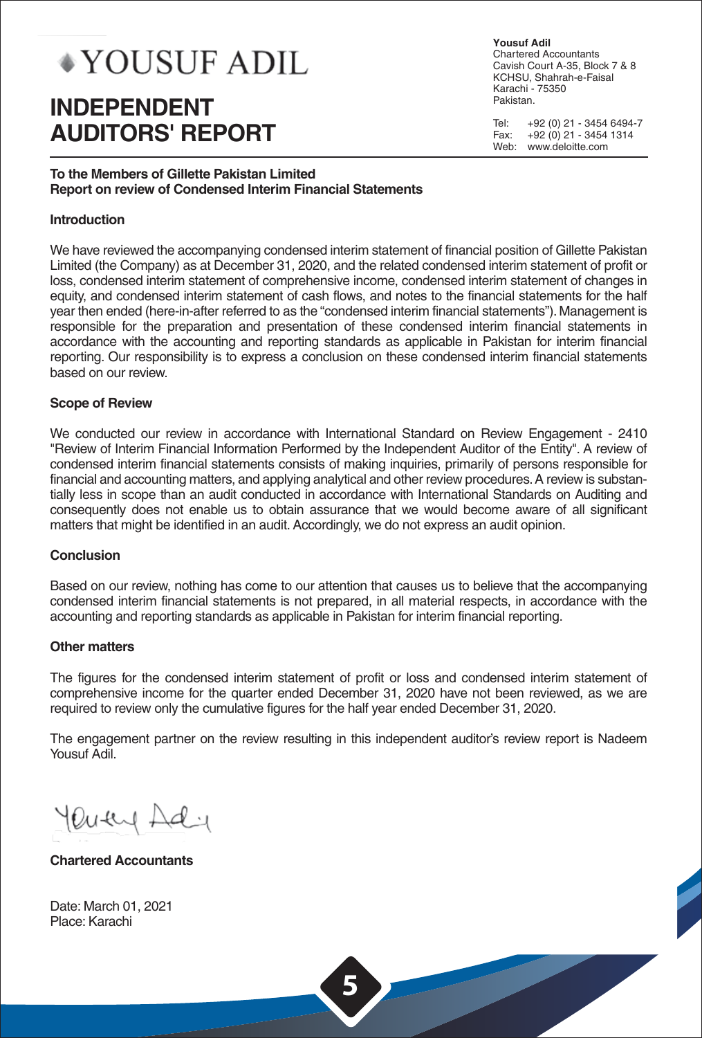YOUSUF ADIL

# INDEPENDENT AUDITORS' REPORT

**Yousuf Adil**
Chartered Accountants
Cavish Court A-35, Block 7 & 8
KCHSU, Shahrah-e-Faisal
Karachi - 75350
Pakistan.

Tel: +92 (0) 21 - 3454 6494-7
Fax: +92 (0) 21 - 3454 1314
Web: www.deloitte.com

**To the Members of Gillette Pakistan Limited**
**Report on review of Condensed Interim Financial Statements**

**Introduction**

We have reviewed the accompanying condensed interim statement of financial position of Gillette Pakistan Limited (the Company) as at December 31, 2020, and the related condensed interim statement of profit or loss, condensed interim statement of comprehensive income, condensed interim statement of changes in equity, and condensed interim statement of cash flows, and notes to the financial statements for the half year then ended (here-in-after referred to as the "condensed interim financial statements"). Management is responsible for the preparation and presentation of these condensed interim financial statements in accordance with the accounting and reporting standards as applicable in Pakistan for interim financial reporting. Our responsibility is to express a conclusion on these condensed interim financial statements based on our review.

**Scope of Review**

We conducted our review in accordance with International Standard on Review Engagement - 2410 "Review of Interim Financial Information Performed by the Independent Auditor of the Entity". A review of condensed interim financial statements consists of making inquiries, primarily of persons responsible for financial and accounting matters, and applying analytical and other review procedures. A review is substantially less in scope than an audit conducted in accordance with International Standards on Auditing and consequently does not enable us to obtain assurance that we would become aware of all significant matters that might be identified in an audit. Accordingly, we do not express an audit opinion.

**Conclusion**

Based on our review, nothing has come to our attention that causes us to believe that the accompanying condensed interim financial statements is not prepared, in all material respects, in accordance with the accounting and reporting standards as applicable in Pakistan for interim financial reporting.

**Other matters**

The figures for the condensed interim statement of profit or loss and condensed interim statement of comprehensive income for the quarter ended December 31, 2020 have not been reviewed, as we are required to review only the cumulative figures for the half year ended December 31, 2020.

The engagement partner on the review resulting in this independent auditor's review report is Nadeem Yousuf Adil.

**Chartered Accountants**

Date: March 01, 2021
Place: Karachi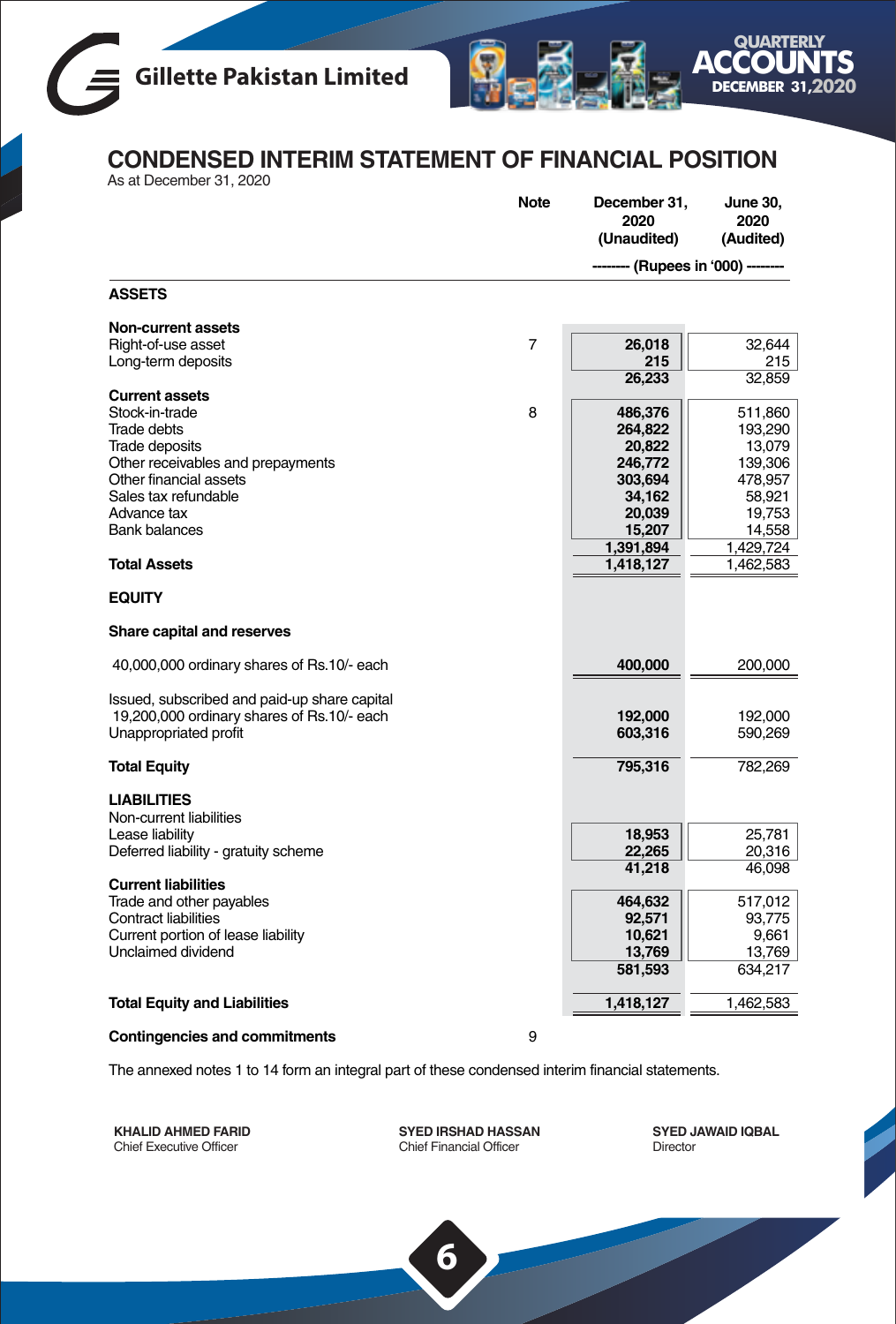## CONDENSED INTERIM STATEMENT OF FINANCIAL POSITION

As at December 31, 2020

| | Note | December 31, 2020 (Unaudited) | June 30, 2020 (Audited) |
|---|---|---|---|
| | | -------- (Rupees in '000) -------- | |
| **ASSETS** | | | |
| **Non-current assets** | | | |
| Right-of-use asset | 7 | **26,018** | 32,644 |
| Long-term deposits | | **215** | 215 |
| | | **26,233** | 32,859 |
| **Current assets** | | | |
| Stock-in-trade | 8 | **486,376** | 511,860 |
| Trade debts | | **264,822** | 193,290 |
| Trade deposits | | **20,822** | 13,079 |
| Other receivables and prepayments | | **246,772** | 139,306 |
| Other financial assets | | **303,694** | 478,957 |
| Sales tax refundable | | **34,162** | 58,921 |
| Advance tax | | **20,039** | 19,753 |
| Bank balances | | **15,207** | 14,558 |
| | | **1,391,894** | 1,429,724 |
| **Total Assets** | | **1,418,127** | 1,462,583 |
| **EQUITY** | | | |
| **Share capital and reserves** | | | |
| 40,000,000 ordinary shares of Rs.10/- each | | **400,000** | 200,000 |
| Issued, subscribed and paid-up share capital 19,200,000 ordinary shares of Rs.10/- each | | **192,000** | 192,000 |
| Unappropriated profit | | **603,316** | 590,269 |
| **Total Equity** | | **795,316** | 782,269 |
| **LIABILITIES** | | | |
| Non-current liabilities | | | |
| Lease liability | | **18,953** | 25,781 |
| Deferred liability - gratuity scheme | | **22,265** | 20,316 |
| | | **41,218** | 46,098 |
| **Current liabilities** | | | |
| Trade and other payables | | **464,632** | 517,012 |
| Contract liabilities | | **92,571** | 93,775 |
| Current portion of lease liability | | **10,621** | 9,661 |
| Unclaimed dividend | | **13,769** | 13,769 |
| | | **581,593** | 634,217 |
| **Total Equity and Liabilities** | | **1,418,127** | 1,462,583 |
| **Contingencies and commitments** | 9 | | |

The annexed notes 1 to 14 form an integral part of these condensed interim financial statements.

**KHALID AHMED FARID**
Chief Executive Officer

**SYED IRSHAD HASSAN**
Chief Financial Officer

**SYED JAWAID IQBAL**
Director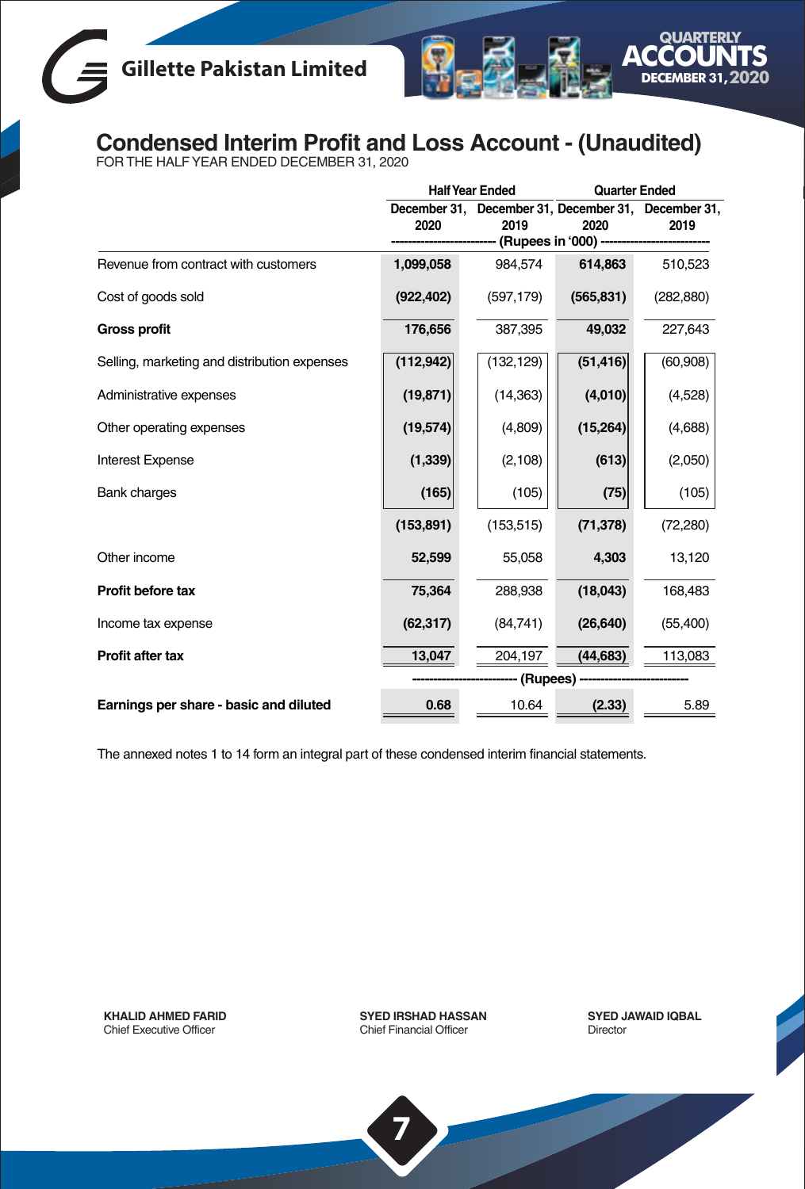# Condensed Interim Profit and Loss Account - (Unaudited)

FOR THE HALF YEAR ENDED DECEMBER 31, 2020

| | Half Year Ended | | Quarter Ended | |
|---|---|---|---|---|
| | December 31, 2020 | December 31, 2019 | December 31, 2020 | December 31, 2019 |
| | ------------------------- (Rupees in '000) ------------------------- | | | |
| Revenue from contract with customers | **1,099,058** | 984,574 | **614,863** | 510,523 |
| Cost of goods sold | **(922,402)** | (597,179) | **(565,831)** | (282,880) |
| **Gross profit** | **176,656** | 387,395 | **49,032** | 227,643 |
| Selling, marketing and distribution expenses | **(112,942)** | (132,129) | **(51,416)** | (60,908) |
| Administrative expenses | **(19,871)** | (14,363) | **(4,010)** | (4,528) |
| Other operating expenses | **(19,574)** | (4,809) | **(15,264)** | (4,688) |
| Interest Expense | **(1,339)** | (2,108) | **(613)** | (2,050) |
| Bank charges | **(165)** | (105) | **(75)** | (105) |
| | **(153,891)** | (153,515) | **(71,378)** | (72,280) |
| Other income | **52,599** | 55,058 | **4,303** | 13,120 |
| **Profit before tax** | **75,364** | 288,938 | **(18,043)** | 168,483 |
| Income tax expense | **(62,317)** | (84,741) | **(26,640)** | (55,400) |
| **Profit after tax** | **13,047** | 204,197 | **(44,683)** | 113,083 |
| | ------------------------- (Rupees) ------------------------- | | | |
| **Earnings per share - basic and diluted** | **0.68** | 10.64 | **(2.33)** | 5.89 |

The annexed notes 1 to 14 form an integral part of these condensed interim financial statements.

**KHALID AHMED FARID**
Chief Executive Officer

**SYED IRSHAD HASSAN**
Chief Financial Officer

**SYED JAWAID IQBAL**
Director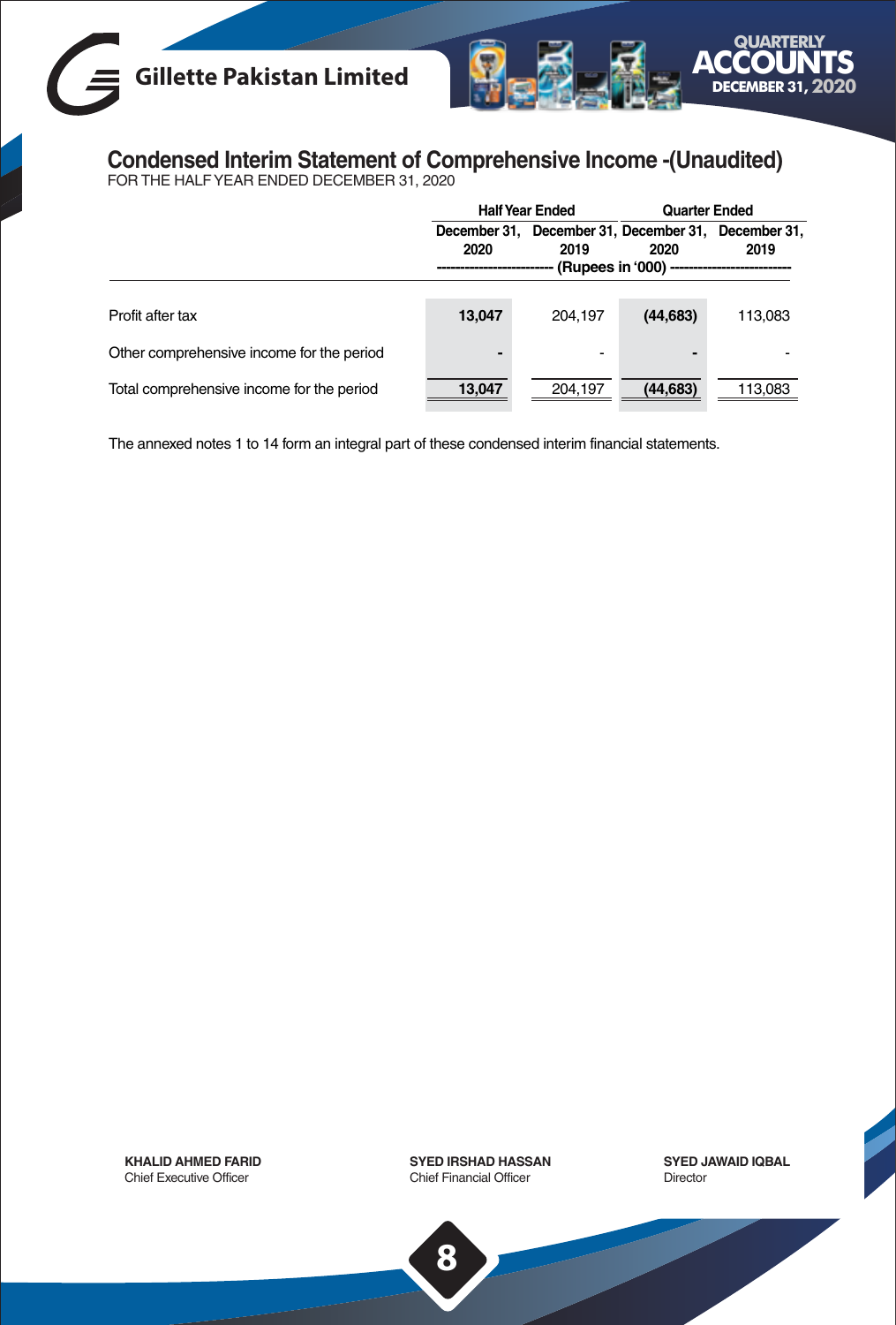# Condensed Interim Statement of Comprehensive Income -(Unaudited)

FOR THE HALF YEAR ENDED DECEMBER 31, 2020

| | Half Year Ended | | Quarter Ended | |
|---|---|---|---|---|
| | December 31, 2020 | December 31, 2019 | December 31, 2020 | December 31, 2019 |
| | (Rupees in '000) | | | |
| Profit after tax | **13,047** | 204,197 | **(44,683)** | 113,083 |
| Other comprehensive income for the period | **-** | - | **-** | - |
| Total comprehensive income for the period | **13,047** | 204,197 | **(44,683)** | 113,083 |

The annexed notes 1 to 14 form an integral part of these condensed interim financial statements.

**KHALID AHMED FARID**
Chief Executive Officer

**SYED IRSHAD HASSAN**
Chief Financial Officer

**SYED JAWAID IQBAL**
Director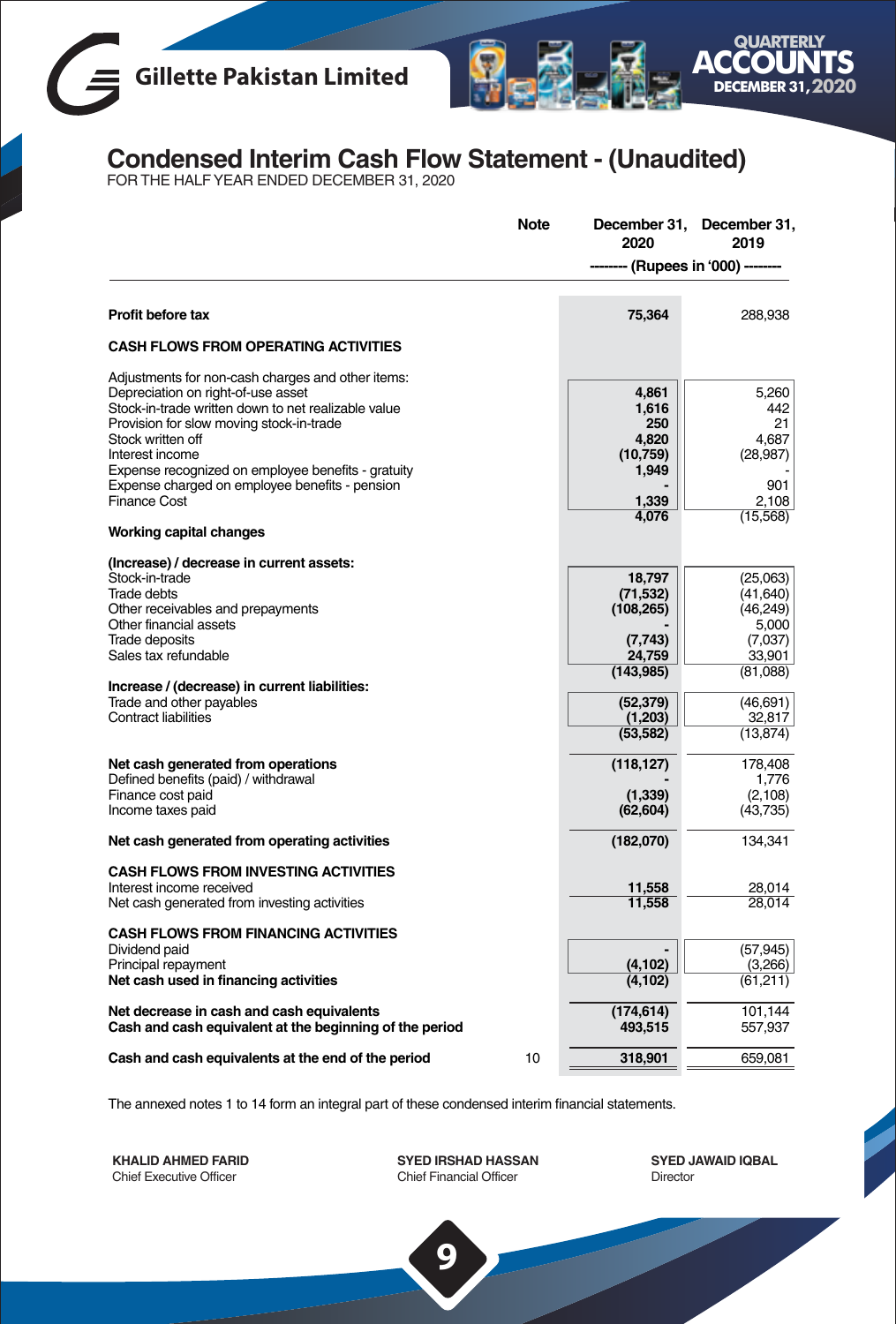# Condensed Interim Cash Flow Statement - (Unaudited)

FOR THE HALF YEAR ENDED DECEMBER 31, 2020

| | Note | December 31, 2020 | December 31, 2019 |
|---|---|---|---|
| | | -------- (Rupees in '000) -------- | |
| **Profit before tax** | | **75,364** | 288,938 |
| **CASH FLOWS FROM OPERATING ACTIVITIES** | | | |
| Adjustments for non-cash charges and other items: | | | |
| Depreciation on right-of-use asset | | **4,861** | 5,260 |
| Stock-in-trade written down to net realizable value | | **1,616** | 442 |
| Provision for slow moving stock-in-trade | | **250** | 21 |
| Stock written off | | **4,820** | 4,687 |
| Interest income | | **(10,759)** | (28,987) |
| Expense recognized on employee benefits - gratuity | | **1,949** | - |
| Expense charged on employee benefits - pension | | **-** | 901 |
| Finance Cost | | **1,339** | 2,108 |
| | | **4,076** | (15,568) |
| **Working capital changes** | | | |
| **(Increase) / decrease in current assets:** | | | |
| Stock-in-trade | | **18,797** | (25,063) |
| Trade debts | | **(71,532)** | (41,640) |
| Other receivables and prepayments | | **(108,265)** | (46,249) |
| Other financial assets | | **-** | 5,000 |
| Trade deposits | | **(7,743)** | (7,037) |
| Sales tax refundable | | **24,759** | 33,901 |
| | | **(143,985)** | (81,088) |
| **Increase / (decrease) in current liabilities:** | | | |
| Trade and other payables | | **(52,379)** | (46,691) |
| Contract liabilities | | **(1,203)** | 32,817 |
| | | **(53,582)** | (13,874) |
| **Net cash generated from operations** | | **(118,127)** | 178,408 |
| Defined benefits (paid) / withdrawal | | **-** | 1,776 |
| Finance cost paid | | **(1,339)** | (2,108) |
| Income taxes paid | | **(62,604)** | (43,735) |
| **Net cash generated from operating activities** | | **(182,070)** | 134,341 |
| **CASH FLOWS FROM INVESTING ACTIVITIES** | | | |
| Interest income received | | **11,558** | 28,014 |
| Net cash generated from investing activities | | **11,558** | 28,014 |
| **CASH FLOWS FROM FINANCING ACTIVITIES** | | | |
| Dividend paid | | **-** | (57,945) |
| Principal repayment | | **(4,102)** | (3,266) |
| **Net cash used in financing activities** | | **(4,102)** | (61,211) |
| **Net decrease in cash and cash equivalents** | | **(174,614)** | 101,144 |
| **Cash and cash equivalent at the beginning of the period** | | **493,515** | 557,937 |
| **Cash and cash equivalents at the end of the period** | 10 | **318,901** | 659,081 |

The annexed notes 1 to 14 form an integral part of these condensed interim financial statements.

| **KHALID AHMED FARID** | **SYED IRSHAD HASSAN** | **SYED JAWAID IQBAL** |
|---|---|---|
| Chief Executive Officer | Chief Financial Officer | Director |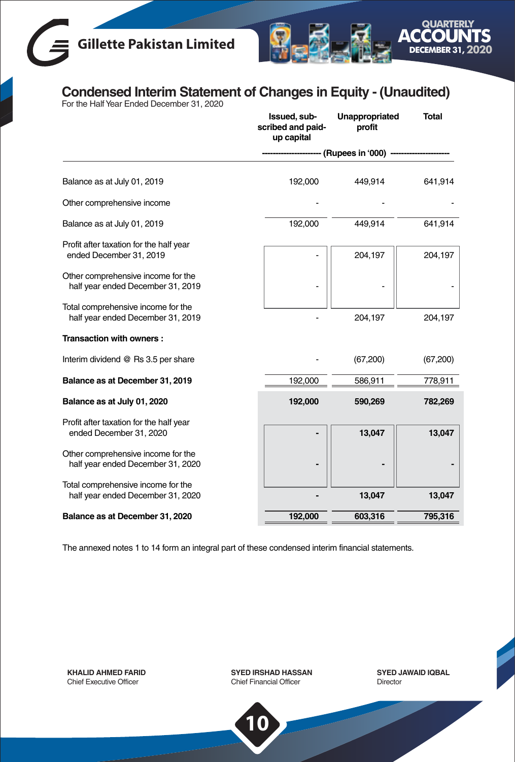## Condensed Interim Statement of Changes in Equity - (Unaudited)

For the Half Year Ended December 31, 2020

| | Issued, sub-scribed and paid-up capital | Unappropriated profit | Total |
|---|---|---|---|
| | ---------------------- (Rupees in '000) ---------------------- | | |
| Balance as at July 01, 2019 | 192,000 | 449,914 | 641,914 |
| Other comprehensive income | - | - | - |
| Balance as at July 01, 2019 | 192,000 | 449,914 | 641,914 |
| Profit after taxation for the half year ended December 31, 2019 | - | 204,197 | 204,197 |
| Other comprehensive income for the half year ended December 31, 2019 | - | - | - |
| Total comprehensive income for the half year ended December 31, 2019 | - | 204,197 | 204,197 |
| **Transaction with owners :** | | | |
| Interim dividend @ Rs 3.5 per share | - | (67,200) | (67,200) |
| **Balance as at December 31, 2019** | 192,000 | 586,911 | 778,911 |
| **Balance as at July 01, 2020** | **192,000** | **590,269** | **782,269** |
| Profit after taxation for the half year ended December 31, 2020 | **-** | **13,047** | **13,047** |
| Other comprehensive income for the half year ended December 31, 2020 | **-** | **-** | **-** |
| Total comprehensive income for the half year ended December 31, 2020 | **-** | **13,047** | **13,047** |
| **Balance as at December 31, 2020** | **192,000** | **603,316** | **795,316** |

The annexed notes 1 to 14 form an integral part of these condensed interim financial statements.

**KHALID AHMED FARID**
Chief Executive Officer

**SYED IRSHAD HASSAN**
Chief Financial Officer

**SYED JAWAID IQBAL**
Director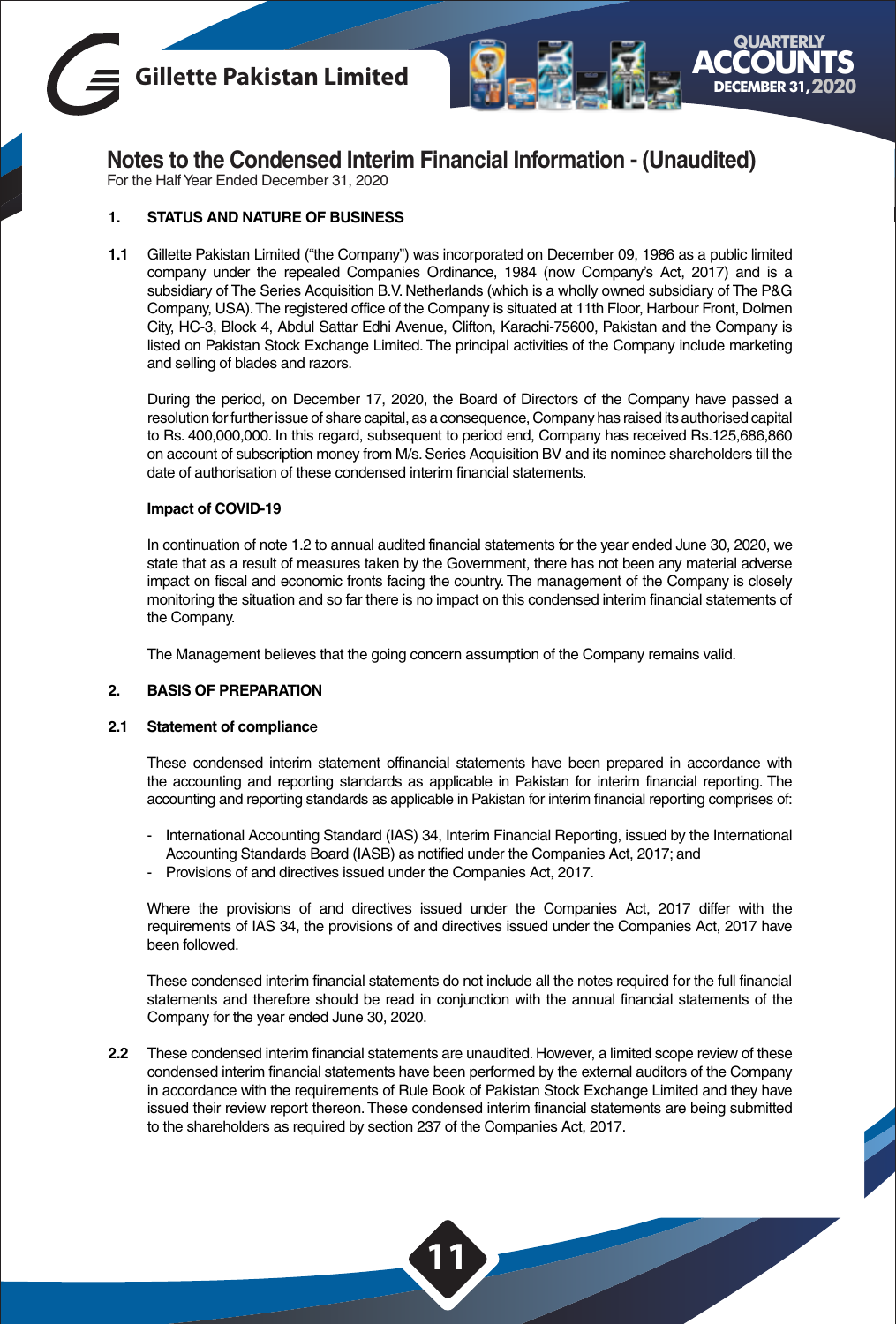# Notes to the Condensed Interim Financial Information - (Unaudited)

For the Half Year Ended December 31, 2020

## 1. STATUS AND NATURE OF BUSINESS

**1.1** Gillette Pakistan Limited ("the Company") was incorporated on December 09, 1986 as a public limited company under the repealed Companies Ordinance, 1984 (now Company's Act, 2017) and is a subsidiary of The Series Acquisition B.V. Netherlands (which is a wholly owned subsidiary of The P&G Company, USA). The registered office of the Company is situated at 11th Floor, Harbour Front, Dolmen City, HC-3, Block 4, Abdul Sattar Edhi Avenue, Clifton, Karachi-75600, Pakistan and the Company is listed on Pakistan Stock Exchange Limited. The principal activities of the Company include marketing and selling of blades and razors.

During the period, on December 17, 2020, the Board of Directors of the Company have passed a resolution for further issue of share capital, as a consequence, Company has raised its authorised capital to Rs. 400,000,000. In this regard, subsequent to period end, Company has received Rs.125,686,860 on account of subscription money from M/s. Series Acquisition BV and its nominee shareholders till the date of authorisation of these condensed interim financial statements.

**Impact of COVID-19**

In continuation of note 1.2 to annual audited financial statements for the year ended June 30, 2020, we state that as a result of measures taken by the Government, there has not been any material adverse impact on fiscal and economic fronts facing the country. The management of the Company is closely monitoring the situation and so far there is no impact on this condensed interim financial statements of the Company.

The Management believes that the going concern assumption of the Company remains valid.

## 2. BASIS OF PREPARATION

### 2.1 Statement of compliance

These condensed interim statement offinancial statements have been prepared in accordance with the accounting and reporting standards as applicable in Pakistan for interim financial reporting. The accounting and reporting standards as applicable in Pakistan for interim financial reporting comprises of:

- International Accounting Standard (IAS) 34, Interim Financial Reporting, issued by the International Accounting Standards Board (IASB) as notified under the Companies Act, 2017; and
- Provisions of and directives issued under the Companies Act, 2017.

Where the provisions of and directives issued under the Companies Act, 2017 differ with the requirements of IAS 34, the provisions of and directives issued under the Companies Act, 2017 have been followed.

These condensed interim financial statements do not include all the notes required for the full financial statements and therefore should be read in conjunction with the annual financial statements of the Company for the year ended June 30, 2020.

**2.2** These condensed interim financial statements are unaudited. However, a limited scope review of these condensed interim financial statements have been performed by the external auditors of the Company in accordance with the requirements of Rule Book of Pakistan Stock Exchange Limited and they have issued their review report thereon. These condensed interim financial statements are being submitted to the shareholders as required by section 237 of the Companies Act, 2017.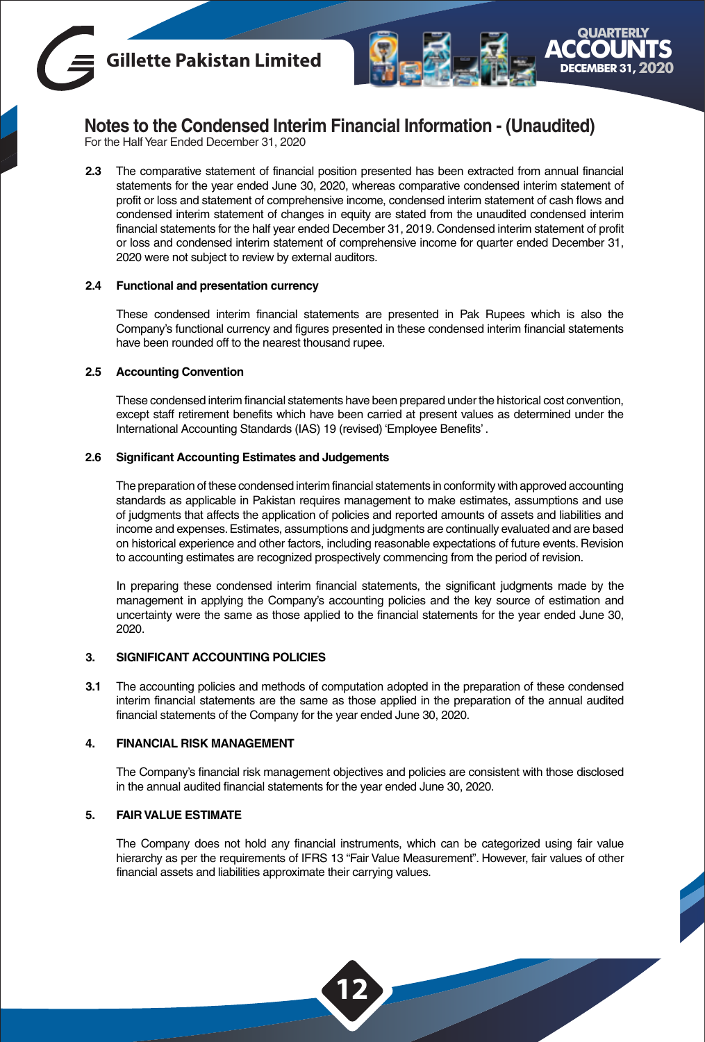# Notes to the Condensed Interim Financial Information - (Unaudited)

For the Half Year Ended December 31, 2020

**2.3** The comparative statement of financial position presented has been extracted from annual financial statements for the year ended June 30, 2020, whereas comparative condensed interim statement of profit or loss and statement of comprehensive income, condensed interim statement of cash flows and condensed interim statement of changes in equity are stated from the unaudited condensed interim financial statements for the half year ended December 31, 2019. Condensed interim statement of profit or loss and condensed interim statement of comprehensive income for quarter ended December 31, 2020 were not subject to review by external auditors.

**2.4 Functional and presentation currency**

These condensed interim financial statements are presented in Pak Rupees which is also the Company's functional currency and figures presented in these condensed interim financial statements have been rounded off to the nearest thousand rupee.

**2.5 Accounting Convention**

These condensed interim financial statements have been prepared under the historical cost convention, except staff retirement benefits which have been carried at present values as determined under the International Accounting Standards (IAS) 19 (revised) 'Employee Benefits'.

**2.6 Significant Accounting Estimates and Judgements**

The preparation of these condensed interim financial statements in conformity with approved accounting standards as applicable in Pakistan requires management to make estimates, assumptions and use of judgments that affects the application of policies and reported amounts of assets and liabilities and income and expenses. Estimates, assumptions and judgments are continually evaluated and are based on historical experience and other factors, including reasonable expectations of future events. Revision to accounting estimates are recognized prospectively commencing from the period of revision.

In preparing these condensed interim financial statements, the significant judgments made by the management in applying the Company's accounting policies and the key source of estimation and uncertainty were the same as those applied to the financial statements for the year ended June 30, 2020.

## 3. SIGNIFICANT ACCOUNTING POLICIES

**3.1** The accounting policies and methods of computation adopted in the preparation of these condensed interim financial statements are the same as those applied in the preparation of the annual audited financial statements of the Company for the year ended June 30, 2020.

## 4. FINANCIAL RISK MANAGEMENT

The Company's financial risk management objectives and policies are consistent with those disclosed in the annual audited financial statements for the year ended June 30, 2020.

## 5. FAIR VALUE ESTIMATE

The Company does not hold any financial instruments, which can be categorized using fair value hierarchy as per the requirements of IFRS 13 "Fair Value Measurement". However, fair values of other financial assets and liabilities approximate their carrying values.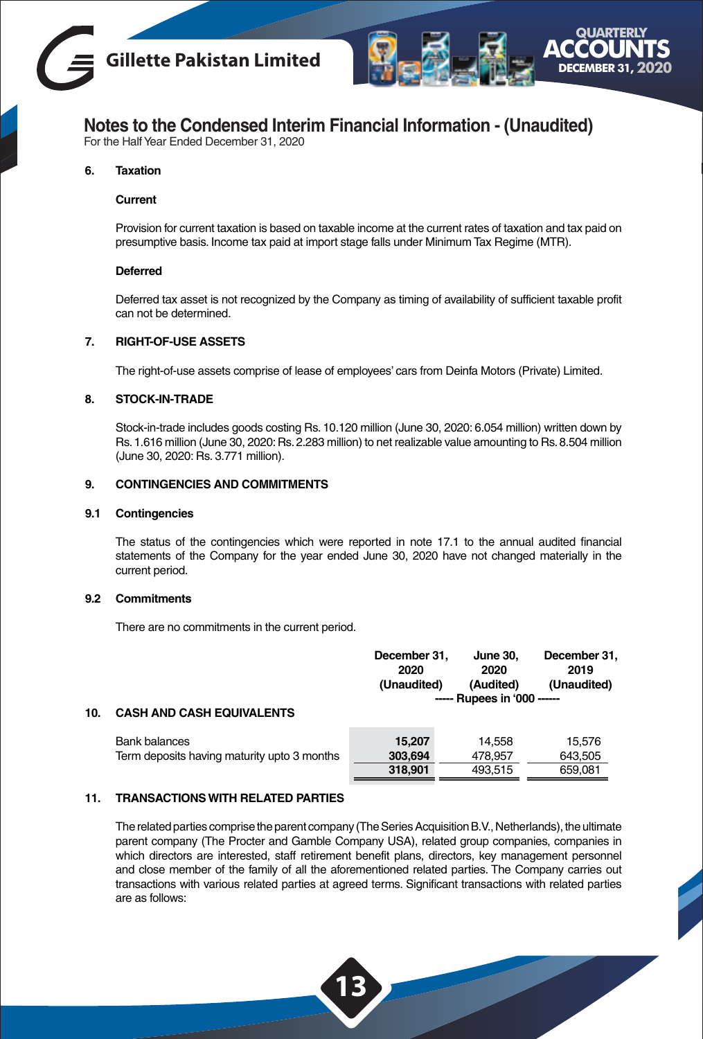# Notes to the Condensed Interim Financial Information - (Unaudited)

For the Half Year Ended December 31, 2020

## 6. Taxation

### Current

Provision for current taxation is based on taxable income at the current rates of taxation and tax paid on presumptive basis. Income tax paid at import stage falls under Minimum Tax Regime (MTR).

### Deferred

Deferred tax asset is not recognized by the Company as timing of availability of sufficient taxable profit can not be determined.

## 7. RIGHT-OF-USE ASSETS

The right-of-use assets comprise of lease of employees' cars from Deinfa Motors (Private) Limited.

## 8. STOCK-IN-TRADE

Stock-in-trade includes goods costing Rs. 10.120 million (June 30, 2020: 6.054 million) written down by Rs. 1.616 million (June 30, 2020: Rs. 2.283 million) to net realizable value amounting to Rs. 8.504 million (June 30, 2020: Rs. 3.771 million).

## 9. CONTINGENCIES AND COMMITMENTS

### 9.1 Contingencies

The status of the contingencies which were reported in note 17.1 to the annual audited financial statements of the Company for the year ended June 30, 2020 have not changed materially in the current period.

### 9.2 Commitments

There are no commitments in the current period.

## 10. CASH AND CASH EQUIVALENTS

| | December 31, 2020 (Unaudited) | June 30, 2020 (Audited) | December 31, 2019 (Unaudited) |
|---|---|---|---|
| | ----- Rupees in '000 ------ | | |
| Bank balances | **15,207** | 14,558 | 15,576 |
| Term deposits having maturity upto 3 months | **303,694** | 478,957 | 643,505 |
| | **318,901** | 493,515 | 659,081 |

## 11. TRANSACTIONS WITH RELATED PARTIES

The related parties comprise the parent company (The Series Acquisition B.V., Netherlands), the ultimate parent company (The Procter and Gamble Company USA), related group companies, companies in which directors are interested, staff retirement benefit plans, directors, key management personnel and close member of the family of all the aforementioned related parties. The Company carries out transactions with various related parties at agreed terms. Significant transactions with related parties are as follows: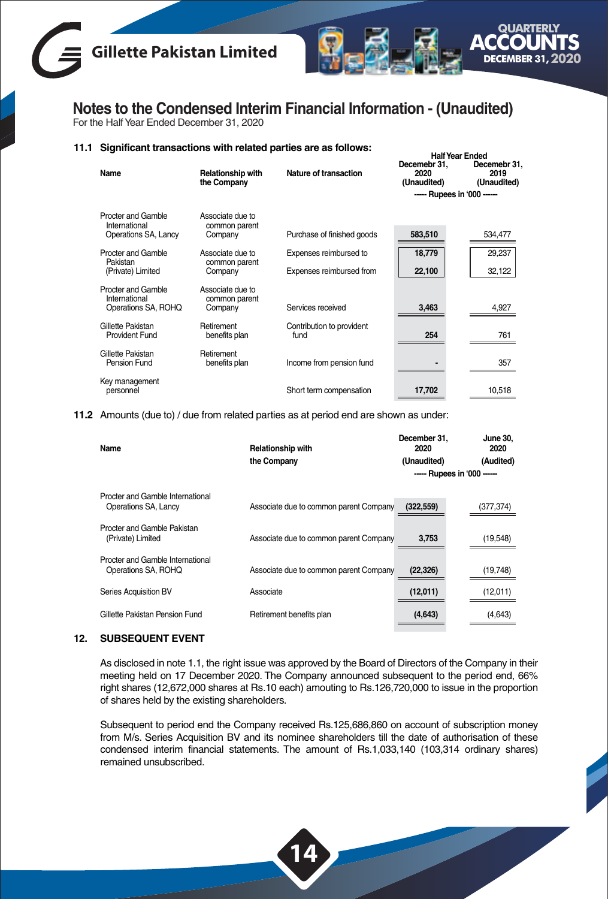## Notes to the Condensed Interim Financial Information - (Unaudited)

For the Half Year Ended December 31, 2020

**11.1 Significant transactions with related parties are as follows:**

| Name | Relationship with the Company | Nature of transaction | Half Year Ended Decemebr 31, 2020 (Unaudited) | Half Year Ended Decemebr 31, 2019 (Unaudited) |
|---|---|---|---|---|
| | | | ----- Rupees in '000 ------ | |
| Procter and Gamble International Operations SA, Lancy | Associate due to common parent Company | Purchase of finished goods | 583,510 | 534,477 |
| Procter and Gamble Pakistan (Private) Limited | Associate due to common parent Company | Expenses reimbursed to | 18,779 | 29,237 |
| | | Expenses reimbursed from | 22,100 | 32,122 |
| Procter and Gamble International Operations SA, ROHQ | Associate due to common parent Company | Services received | 3,463 | 4,927 |
| Gillette Pakistan Provident Fund | Retirement benefits plan | Contribution to provident fund | 254 | 761 |
| Gillette Pakistan Pension Fund | Retirement benefits plan | Income from pension fund | - | 357 |
| Key management personnel | | Short term compensation | 17,702 | 10,518 |

**11.2** Amounts (due to) / due from related parties as at period end are shown as under:

| Name | Relationship with the Company | December 31, 2020 (Unaudited) | June 30, 2020 (Audited) |
|---|---|---|---|
| | | ----- Rupees in '000 ------ | |
| Procter and Gamble International Operations SA, Lancy | Associate due to common parent Company | (322,559) | (377,374) |
| Procter and Gamble Pakistan (Private) Limited | Associate due to common parent Company | 3,753 | (19,548) |
| Procter and Gamble International Operations SA, ROHQ | Associate due to common parent Company | (22,326) | (19,748) |
| Series Acquisition BV | Associate | (12,011) | (12,011) |
| Gillette Pakistan Pension Fund | Retirement benefits plan | (4,643) | (4,643) |

**12. SUBSEQUENT EVENT**

As disclosed in note 1.1, the right issue was approved by the Board of Directors of the Company in their meeting held on 17 December 2020. The Company announced subsequent to the period end, 66% right shares (12,672,000 shares at Rs.10 each) amouting to Rs.126,720,000 to issue in the proportion of shares held by the existing shareholders.

Subsequent to period end the Company received Rs.125,686,860 on account of subscription money from M/s. Series Acquisition BV and its nominee shareholders till the date of authorisation of these condensed interim financial statements. The amount of Rs.1,033,140 (103,314 ordinary shares) remained unsubscribed.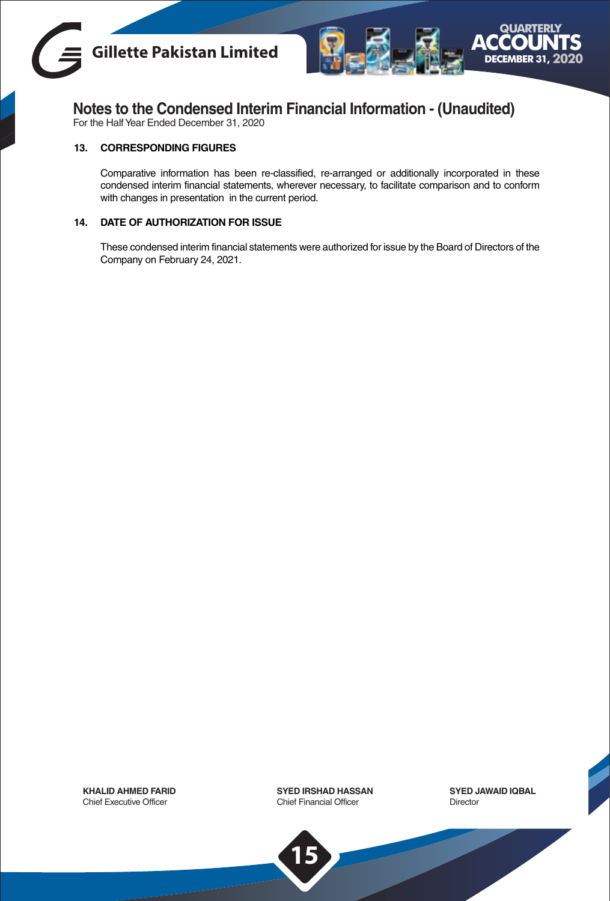# Notes to the Condensed Interim Financial Information - (Unaudited)

For the Half Year Ended December 31, 2020

**13. CORRESPONDING FIGURES**

Comparative information has been re-classified, re-arranged or additionally incorporated in these condensed interim financial statements, wherever necessary, to facilitate comparison and to conform with changes in presentation in the current period.

**14. DATE OF AUTHORIZATION FOR ISSUE**

These condensed interim financial statements were authorized for issue by the Board of Directors of the Company on February 24, 2021.

**KHALID AHMED FARID**
Chief Executive Officer

**SYED IRSHAD HASSAN**
Chief Financial Officer

**SYED JAWAID IQBAL**
Director